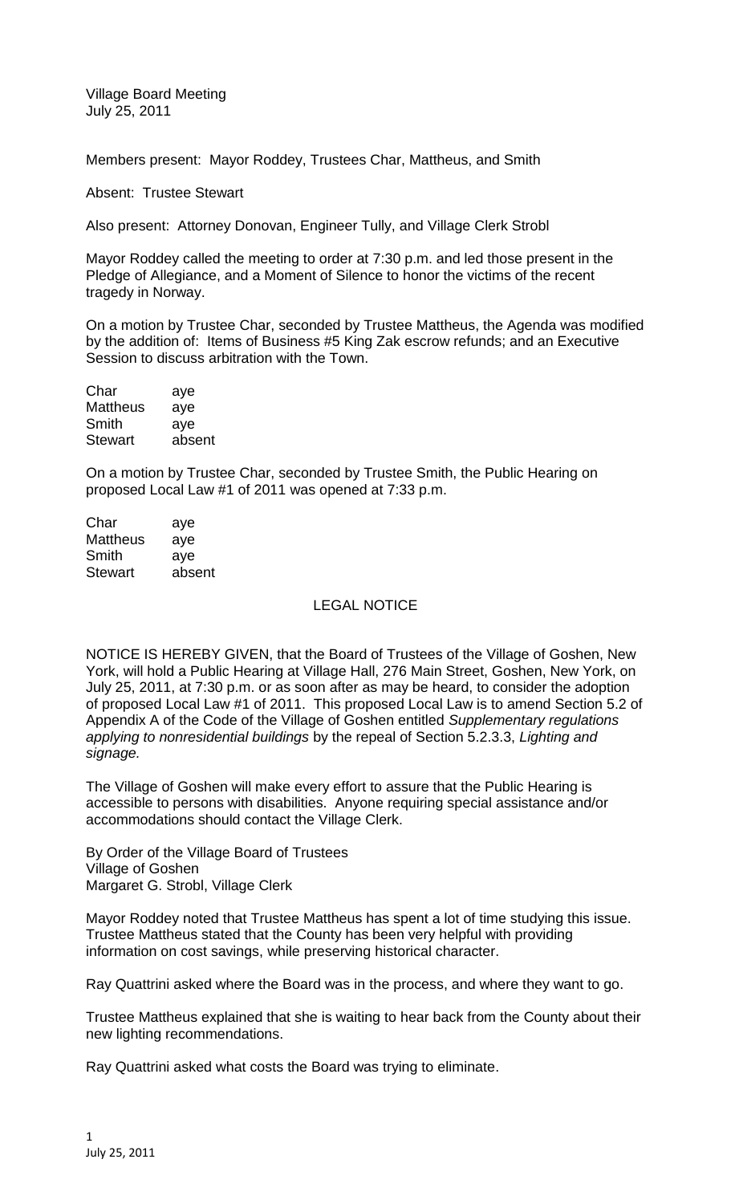Village Board Meeting
July 25, 2011

Members present: Mayor Roddey, Trustees Char, Mattheus, and Smith

Absent: Trustee Stewart

Also present: Attorney Donovan, Engineer Tully, and Village Clerk Strobl

Mayor Roddey called the meeting to order at 7:30 p.m. and led those present in the Pledge of Allegiance, and a Moment of Silence to honor the victims of the recent tragedy in Norway.

On a motion by Trustee Char, seconded by Trustee Mattheus, the Agenda was modified by the addition of: Items of Business #5 King Zak escrow refunds; and an Executive Session to discuss arbitration with the Town.

| | |
|---|---|
| Char | aye |
| Mattheus | aye |
| Smith | aye |
| Stewart | absent |

On a motion by Trustee Char, seconded by Trustee Smith, the Public Hearing on proposed Local Law #1 of 2011 was opened at 7:33 p.m.

| | |
|---|---|
| Char | aye |
| Mattheus | aye |
| Smith | aye |
| Stewart | absent |

## LEGAL NOTICE

NOTICE IS HEREBY GIVEN, that the Board of Trustees of the Village of Goshen, New York, will hold a Public Hearing at Village Hall, 276 Main Street, Goshen, New York, on July 25, 2011, at 7:30 p.m. or as soon after as may be heard, to consider the adoption of proposed Local Law #1 of 2011. This proposed Local Law is to amend Section 5.2 of Appendix A of the Code of the Village of Goshen entitled *Supplementary regulations applying to nonresidential buildings* by the repeal of Section 5.2.3.3, *Lighting and signage.*

The Village of Goshen will make every effort to assure that the Public Hearing is accessible to persons with disabilities. Anyone requiring special assistance and/or accommodations should contact the Village Clerk.

By Order of the Village Board of Trustees
Village of Goshen
Margaret G. Strobl, Village Clerk

Mayor Roddey noted that Trustee Mattheus has spent a lot of time studying this issue. Trustee Mattheus stated that the County has been very helpful with providing information on cost savings, while preserving historical character.

Ray Quattrini asked where the Board was in the process, and where they want to go.

Trustee Mattheus explained that she is waiting to hear back from the County about their new lighting recommendations.

Ray Quattrini asked what costs the Board was trying to eliminate.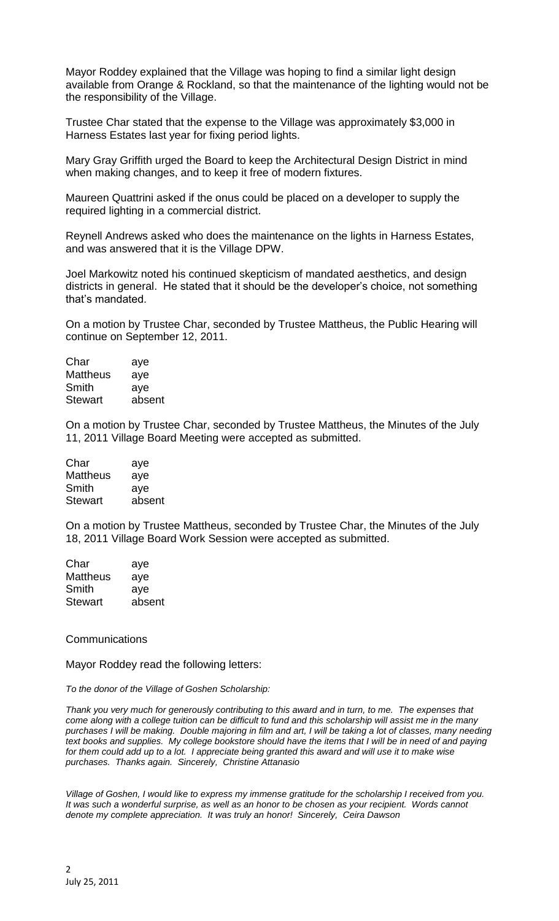Mayor Roddey explained that the Village was hoping to find a similar light design available from Orange & Rockland, so that the maintenance of the lighting would not be the responsibility of the Village.

Trustee Char stated that the expense to the Village was approximately $3,000 in Harness Estates last year for fixing period lights.

Mary Gray Griffith urged the Board to keep the Architectural Design District in mind when making changes, and to keep it free of modern fixtures.

Maureen Quattrini asked if the onus could be placed on a developer to supply the required lighting in a commercial district.

Reynell Andrews asked who does the maintenance on the lights in Harness Estates, and was answered that it is the Village DPW.

Joel Markowitz noted his continued skepticism of mandated aesthetics, and design districts in general. He stated that it should be the developer's choice, not something that's mandated.

On a motion by Trustee Char, seconded by Trustee Mattheus, the Public Hearing will continue on September 12, 2011.

| | |
|---|---|
| Char | aye |
| Mattheus | aye |
| Smith | aye |
| Stewart | absent |

On a motion by Trustee Char, seconded by Trustee Mattheus, the Minutes of the July 11, 2011 Village Board Meeting were accepted as submitted.

| | |
|---|---|
| Char | aye |
| Mattheus | aye |
| Smith | aye |
| Stewart | absent |

On a motion by Trustee Mattheus, seconded by Trustee Char, the Minutes of the July 18, 2011 Village Board Work Session were accepted as submitted.

| | |
|---|---|
| Char | aye |
| Mattheus | aye |
| Smith | aye |
| Stewart | absent |

Communications

Mayor Roddey read the following letters:

*To the donor of the Village of Goshen Scholarship:*

*Thank you very much for generously contributing to this award and in turn, to me. The expenses that come along with a college tuition can be difficult to fund and this scholarship will assist me in the many purchases I will be making. Double majoring in film and art, I will be taking a lot of classes, many needing text books and supplies. My college bookstore should have the items that I will be in need of and paying for them could add up to a lot. I appreciate being granted this award and will use it to make wise purchases. Thanks again. Sincerely, Christine Attanasio*

*Village of Goshen, I would like to express my immense gratitude for the scholarship I received from you. It was such a wonderful surprise, as well as an honor to be chosen as your recipient. Words cannot denote my complete appreciation. It was truly an honor! Sincerely, Ceira Dawson*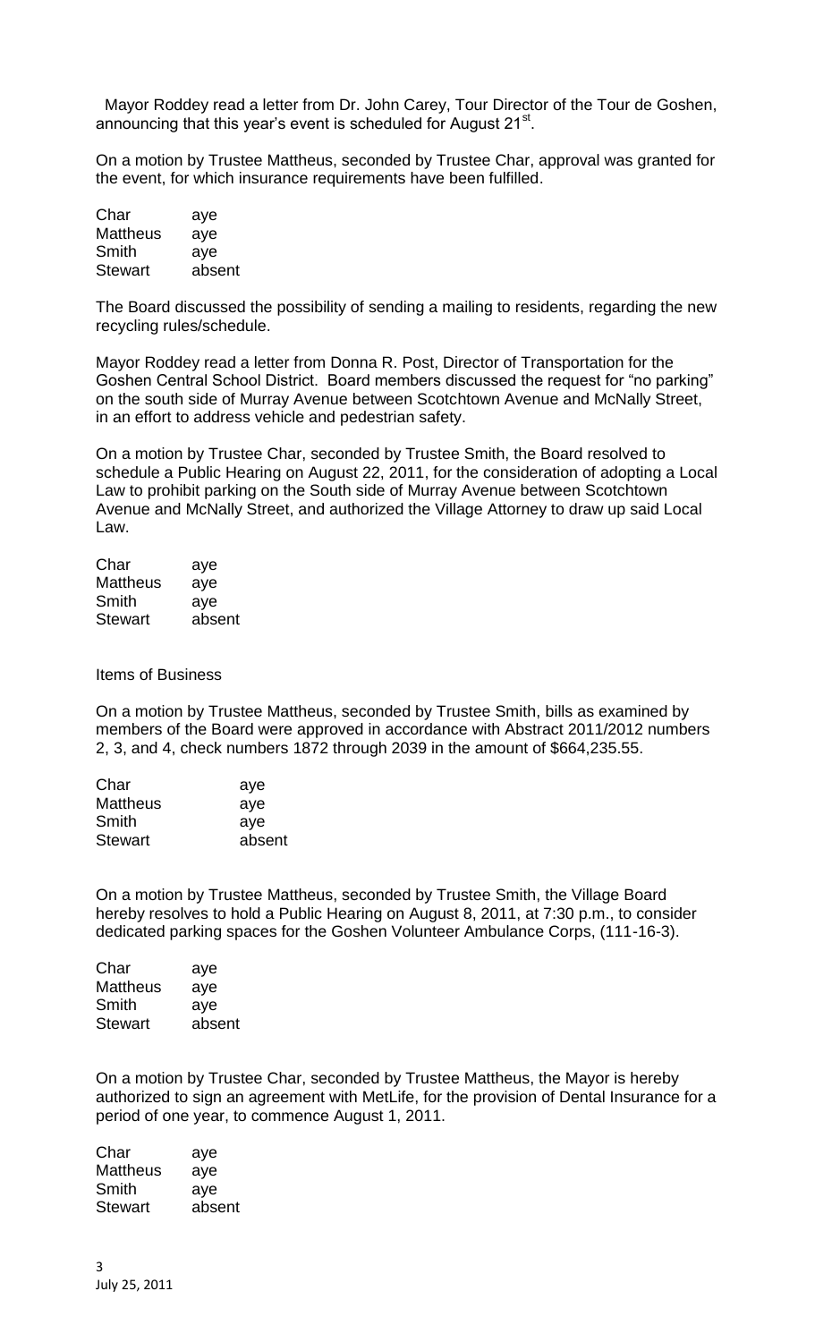Mayor Roddey read a letter from Dr. John Carey, Tour Director of the Tour de Goshen, announcing that this year's event is scheduled for August 21st.

On a motion by Trustee Mattheus, seconded by Trustee Char, approval was granted for the event, for which insurance requirements have been fulfilled.

| | |
|---|---|
| Char | aye |
| Mattheus | aye |
| Smith | aye |
| Stewart | absent |

The Board discussed the possibility of sending a mailing to residents, regarding the new recycling rules/schedule.

Mayor Roddey read a letter from Donna R. Post, Director of Transportation for the Goshen Central School District. Board members discussed the request for "no parking" on the south side of Murray Avenue between Scotchtown Avenue and McNally Street, in an effort to address vehicle and pedestrian safety.

On a motion by Trustee Char, seconded by Trustee Smith, the Board resolved to schedule a Public Hearing on August 22, 2011, for the consideration of adopting a Local Law to prohibit parking on the South side of Murray Avenue between Scotchtown Avenue and McNally Street, and authorized the Village Attorney to draw up said Local Law.

| | |
|---|---|
| Char | aye |
| Mattheus | aye |
| Smith | aye |
| Stewart | absent |

Items of Business

On a motion by Trustee Mattheus, seconded by Trustee Smith, bills as examined by members of the Board were approved in accordance with Abstract 2011/2012 numbers 2, 3, and 4, check numbers 1872 through 2039 in the amount of $664,235.55.

| | |
|---|---|
| Char | aye |
| Mattheus | aye |
| Smith | aye |
| Stewart | absent |

On a motion by Trustee Mattheus, seconded by Trustee Smith, the Village Board hereby resolves to hold a Public Hearing on August 8, 2011, at 7:30 p.m., to consider dedicated parking spaces for the Goshen Volunteer Ambulance Corps, (111-16-3).

| | |
|---|---|
| Char | aye |
| Mattheus | aye |
| Smith | aye |
| Stewart | absent |

On a motion by Trustee Char, seconded by Trustee Mattheus, the Mayor is hereby authorized to sign an agreement with MetLife, for the provision of Dental Insurance for a period of one year, to commence August 1, 2011.

| | |
|---|---|
| Char | aye |
| Mattheus | aye |
| Smith | aye |
| Stewart | absent |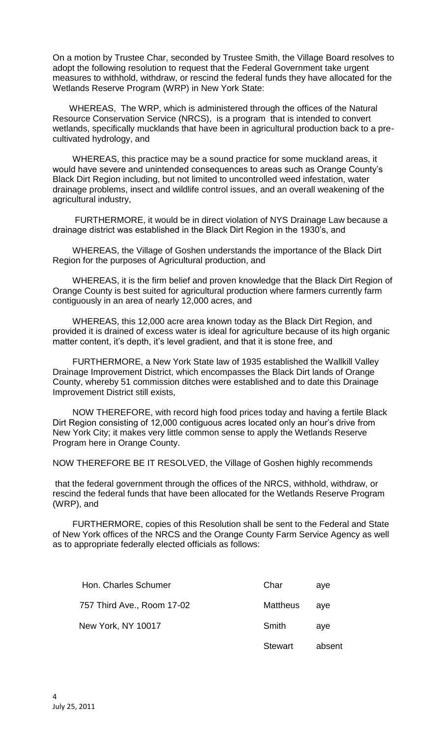On a motion by Trustee Char, seconded by Trustee Smith, the Village Board resolves to adopt the following resolution to request that the Federal Government take urgent measures to withhold, withdraw, or rescind the federal funds they have allocated for the Wetlands Reserve Program (WRP) in New York State:

WHEREAS, The WRP, which is administered through the offices of the Natural Resource Conservation Service (NRCS), is a program that is intended to convert wetlands, specifically mucklands that have been in agricultural production back to a pre-cultivated hydrology, and

WHEREAS, this practice may be a sound practice for some muckland areas, it would have severe and unintended consequences to areas such as Orange County's Black Dirt Region including, but not limited to uncontrolled weed infestation, water drainage problems, insect and wildlife control issues, and an overall weakening of the agricultural industry,

FURTHERMORE, it would be in direct violation of NYS Drainage Law because a drainage district was established in the Black Dirt Region in the 1930's, and

WHEREAS, the Village of Goshen understands the importance of the Black Dirt Region for the purposes of Agricultural production, and

WHEREAS, it is the firm belief and proven knowledge that the Black Dirt Region of Orange County is best suited for agricultural production where farmers currently farm contiguously in an area of nearly 12,000 acres, and

WHEREAS, this 12,000 acre area known today as the Black Dirt Region, and provided it is drained of excess water is ideal for agriculture because of its high organic matter content, it's depth, it's level gradient, and that it is stone free, and

FURTHERMORE, a New York State law of 1935 established the Wallkill Valley Drainage Improvement District, which encompasses the Black Dirt lands of Orange County, whereby 51 commission ditches were established and to date this Drainage Improvement District still exists,

NOW THEREFORE, with record high food prices today and having a fertile Black Dirt Region consisting of 12,000 contiguous acres located only an hour's drive from New York City; it makes very little common sense to apply the Wetlands Reserve Program here in Orange County.

NOW THEREFORE BE IT RESOLVED, the Village of Goshen highly recommends

that the federal government through the offices of the NRCS, withhold, withdraw, or rescind the federal funds that have been allocated for the Wetlands Reserve Program (WRP), and

FURTHERMORE, copies of this Resolution shall be sent to the Federal and State of New York offices of the NRCS and the Orange County Farm Service Agency as well as to appropriate federally elected officials as follows:

| | | |
|---|---|---|
| Hon. Charles Schumer | Char | aye |
| 757 Third Ave., Room 17-02 | Mattheus | aye |
| New York, NY 10017 | Smith | aye |
| | Stewart | absent |

July 25, 2011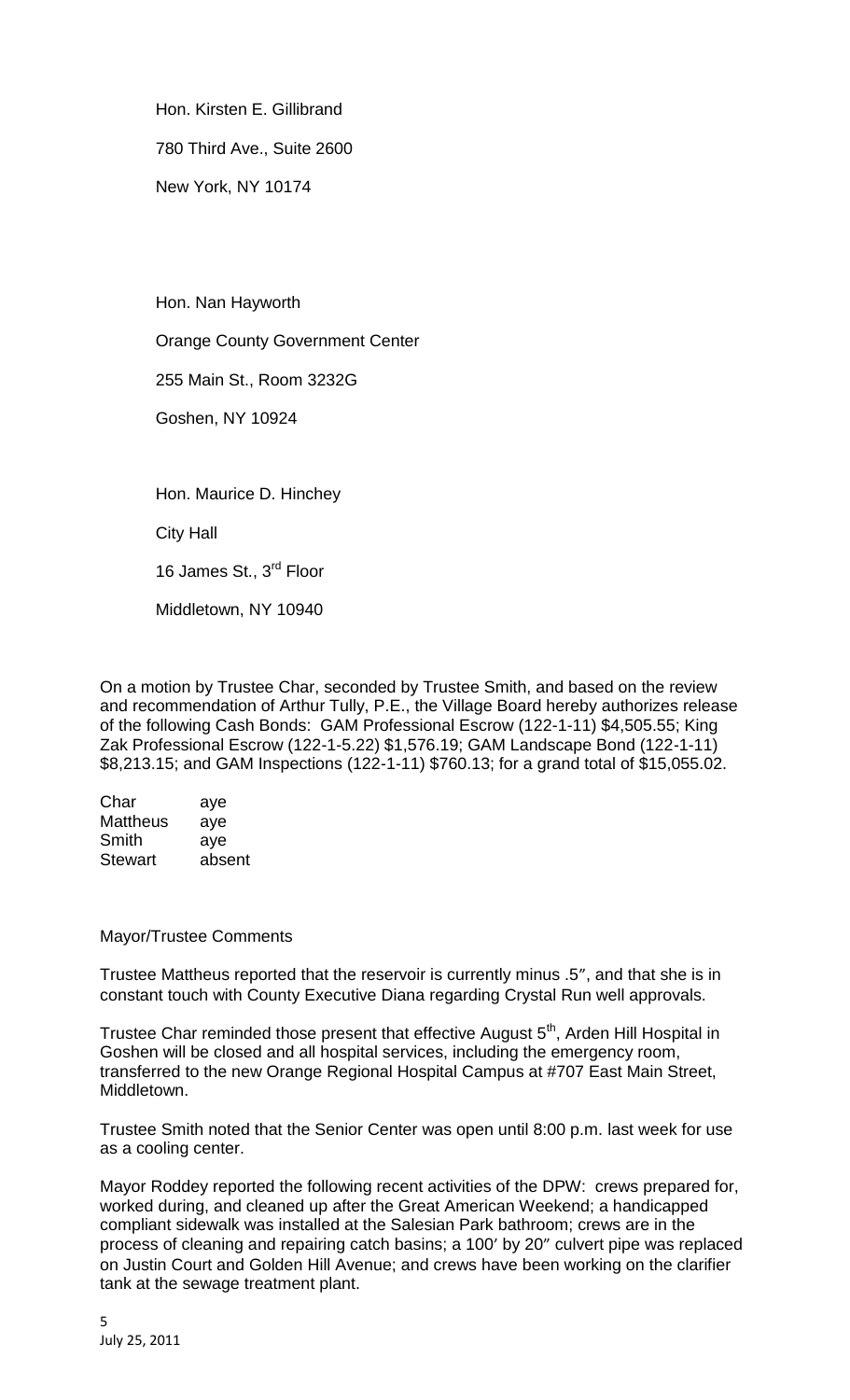Hon. Kirsten E. Gillibrand

780 Third Ave., Suite 2600

New York, NY 10174

Hon. Nan Hayworth

Orange County Government Center

255 Main St., Room 3232G

Goshen, NY 10924

Hon. Maurice D. Hinchey

City Hall

16 James St., 3rd Floor

Middletown, NY 10940

On a motion by Trustee Char, seconded by Trustee Smith, and based on the review and recommendation of Arthur Tully, P.E., the Village Board hereby authorizes release of the following Cash Bonds: GAM Professional Escrow (122-1-11) $4,505.55; King Zak Professional Escrow (122-1-5.22) $1,576.19; GAM Landscape Bond (122-1-11) $8,213.15; and GAM Inspections (122-1-11) $760.13; for a grand total of $15,055.02.

| | |
|---|---|
| Char | aye |
| Mattheus | aye |
| Smith | aye |
| Stewart | absent |

Mayor/Trustee Comments

Trustee Mattheus reported that the reservoir is currently minus .5″, and that she is in constant touch with County Executive Diana regarding Crystal Run well approvals.

Trustee Char reminded those present that effective August 5th, Arden Hill Hospital in Goshen will be closed and all hospital services, including the emergency room, transferred to the new Orange Regional Hospital Campus at #707 East Main Street, Middletown.

Trustee Smith noted that the Senior Center was open until 8:00 p.m. last week for use as a cooling center.

Mayor Roddey reported the following recent activities of the DPW: crews prepared for, worked during, and cleaned up after the Great American Weekend; a handicapped compliant sidewalk was installed at the Salesian Park bathroom; crews are in the process of cleaning and repairing catch basins; a 100′ by 20″ culvert pipe was replaced on Justin Court and Golden Hill Avenue; and crews have been working on the clarifier tank at the sewage treatment plant.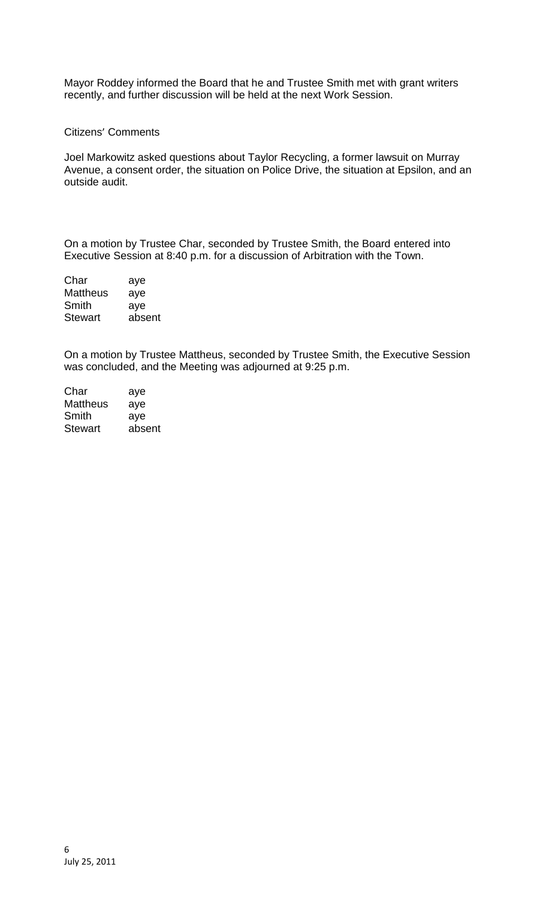Mayor Roddey informed the Board that he and Trustee Smith met with grant writers recently, and further discussion will be held at the next Work Session.

Citizens' Comments

Joel Markowitz asked questions about Taylor Recycling, a former lawsuit on Murray Avenue, a consent order, the situation on Police Drive, the situation at Epsilon, and an outside audit.

On a motion by Trustee Char, seconded by Trustee Smith, the Board entered into Executive Session at 8:40 p.m. for a discussion of Arbitration with the Town.

| | |
|---|---|
| Char | aye |
| Mattheus | aye |
| Smith | aye |
| Stewart | absent |

On a motion by Trustee Mattheus, seconded by Trustee Smith, the Executive Session was concluded, and the Meeting was adjourned at 9:25 p.m.

| | |
|---|---|
| Char | aye |
| Mattheus | aye |
| Smith | aye |
| Stewart | absent |

July 25, 2011